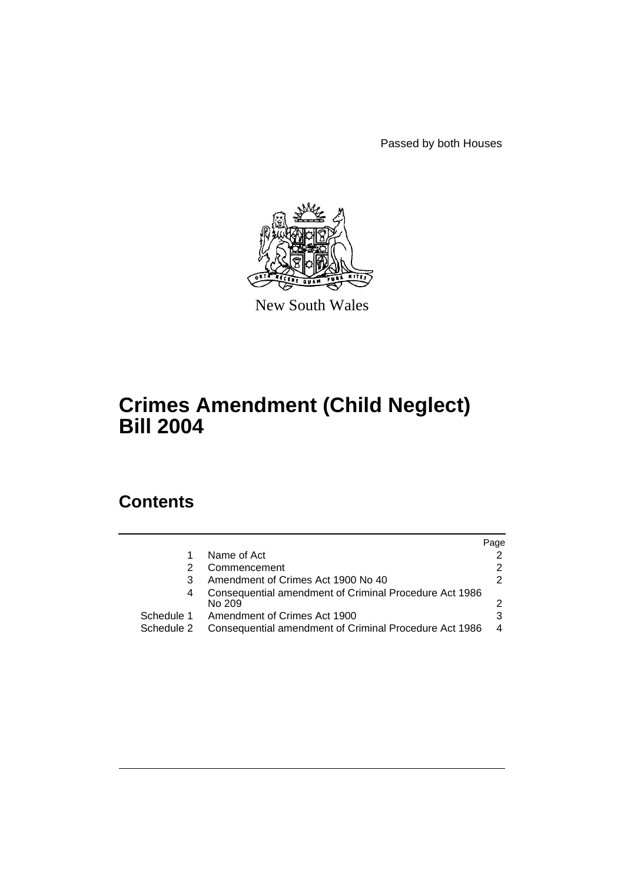Passed by both Houses

New South Wales

# Crimes Amendment (Child Neglect) Bill 2004

## Contents

| | | Page |
|---|---|---|
| 1 | Name of Act | 2 |
| 2 | Commencement | 2 |
| 3 | Amendment of Crimes Act 1900 No 40 | 2 |
| 4 | Consequential amendment of Criminal Procedure Act 1986 No 209 | 2 |
| Schedule 1 | Amendment of Crimes Act 1900 | 3 |
| Schedule 2 | Consequential amendment of Criminal Procedure Act 1986 | 4 |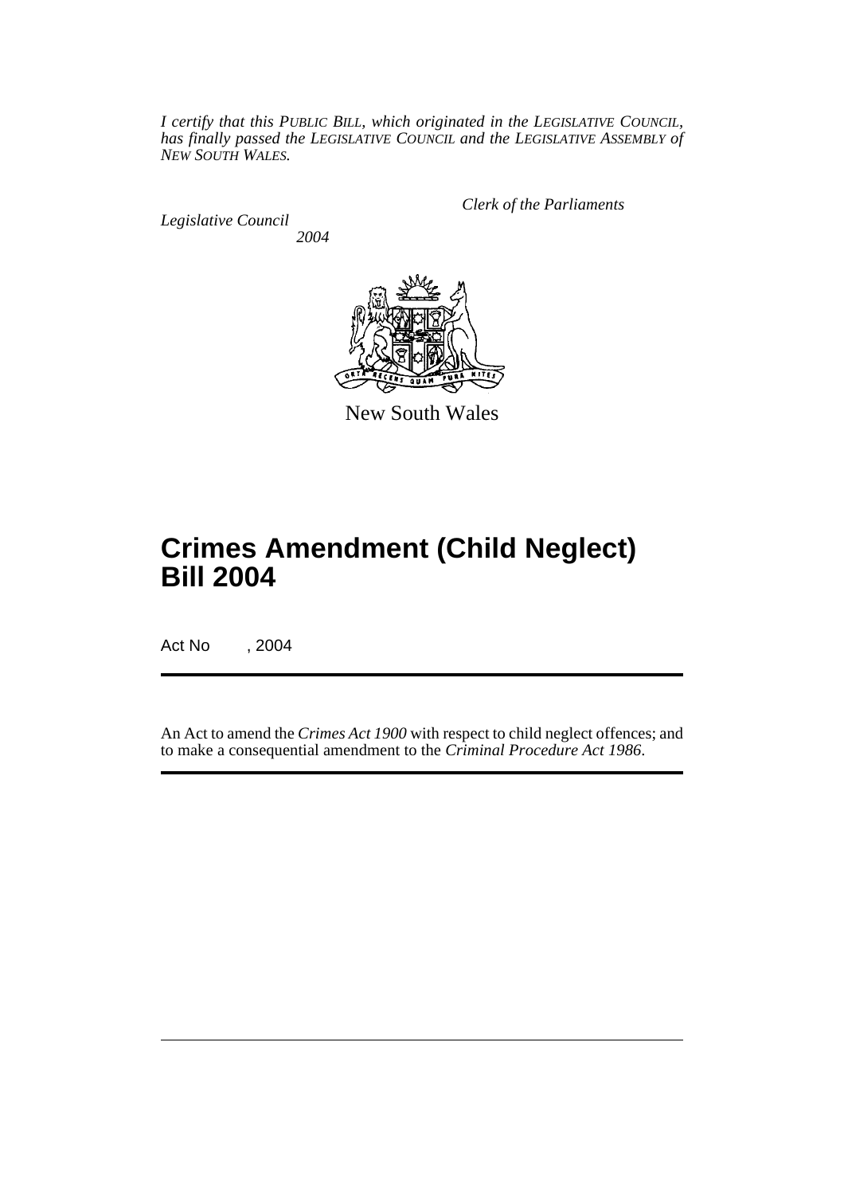*I certify that this PUBLIC BILL, which originated in the LEGISLATIVE COUNCIL, has finally passed the LEGISLATIVE COUNCIL and the LEGISLATIVE ASSEMBLY of NEW SOUTH WALES.*

*Clerk of the Parliaments*

*Legislative Council*

*2004*

New South Wales

# Crimes Amendment (Child Neglect) Bill 2004

Act No , 2004

An Act to amend the *Crimes Act 1900* with respect to child neglect offences; and to make a consequential amendment to the *Criminal Procedure Act 1986*.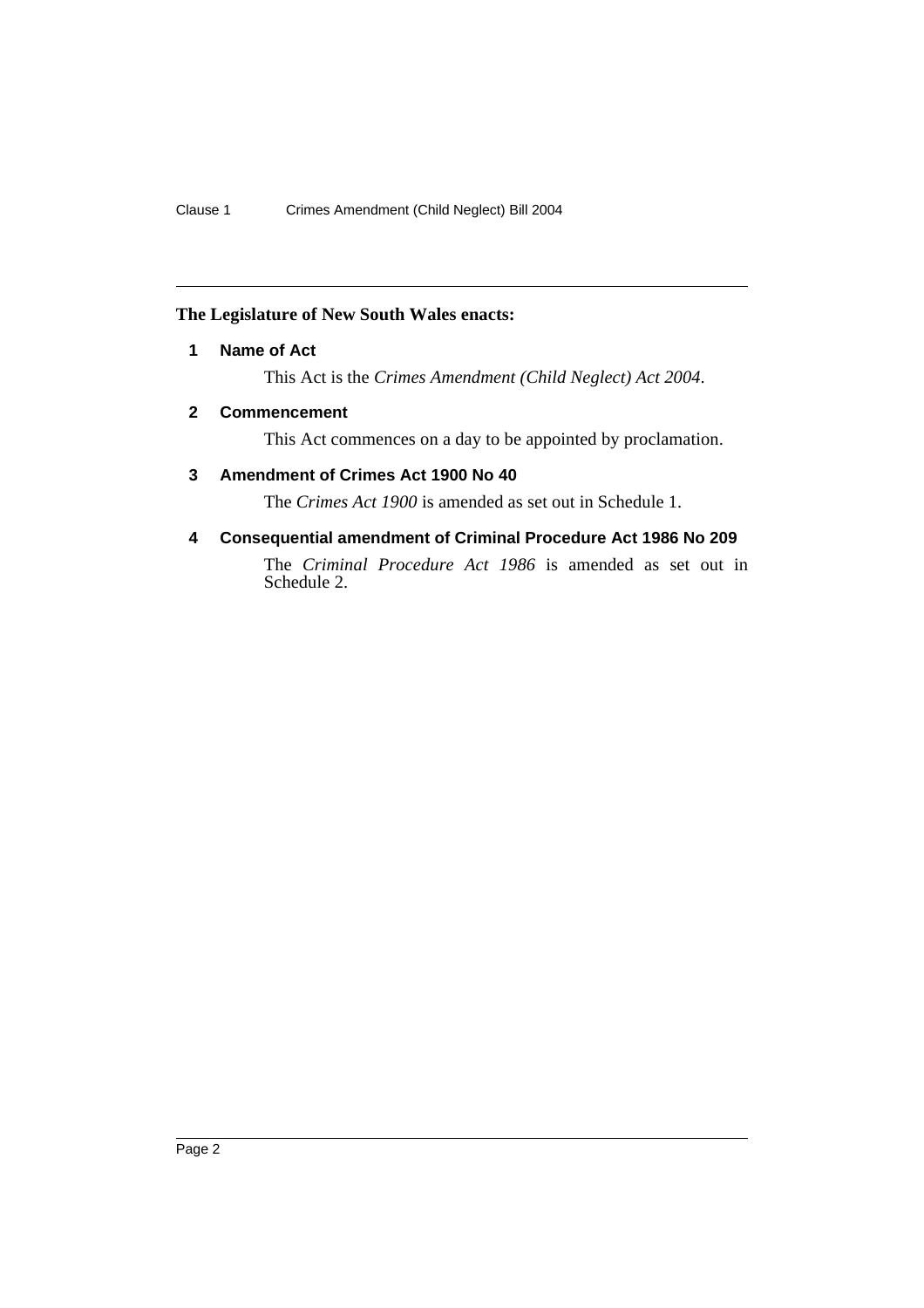**The Legislature of New South Wales enacts:**

## 1 Name of Act

This Act is the *Crimes Amendment (Child Neglect) Act 2004*.

## 2 Commencement

This Act commences on a day to be appointed by proclamation.

## 3 Amendment of Crimes Act 1900 No 40

The *Crimes Act 1900* is amended as set out in Schedule 1.

## 4 Consequential amendment of Criminal Procedure Act 1986 No 209

The *Criminal Procedure Act 1986* is amended as set out in Schedule 2.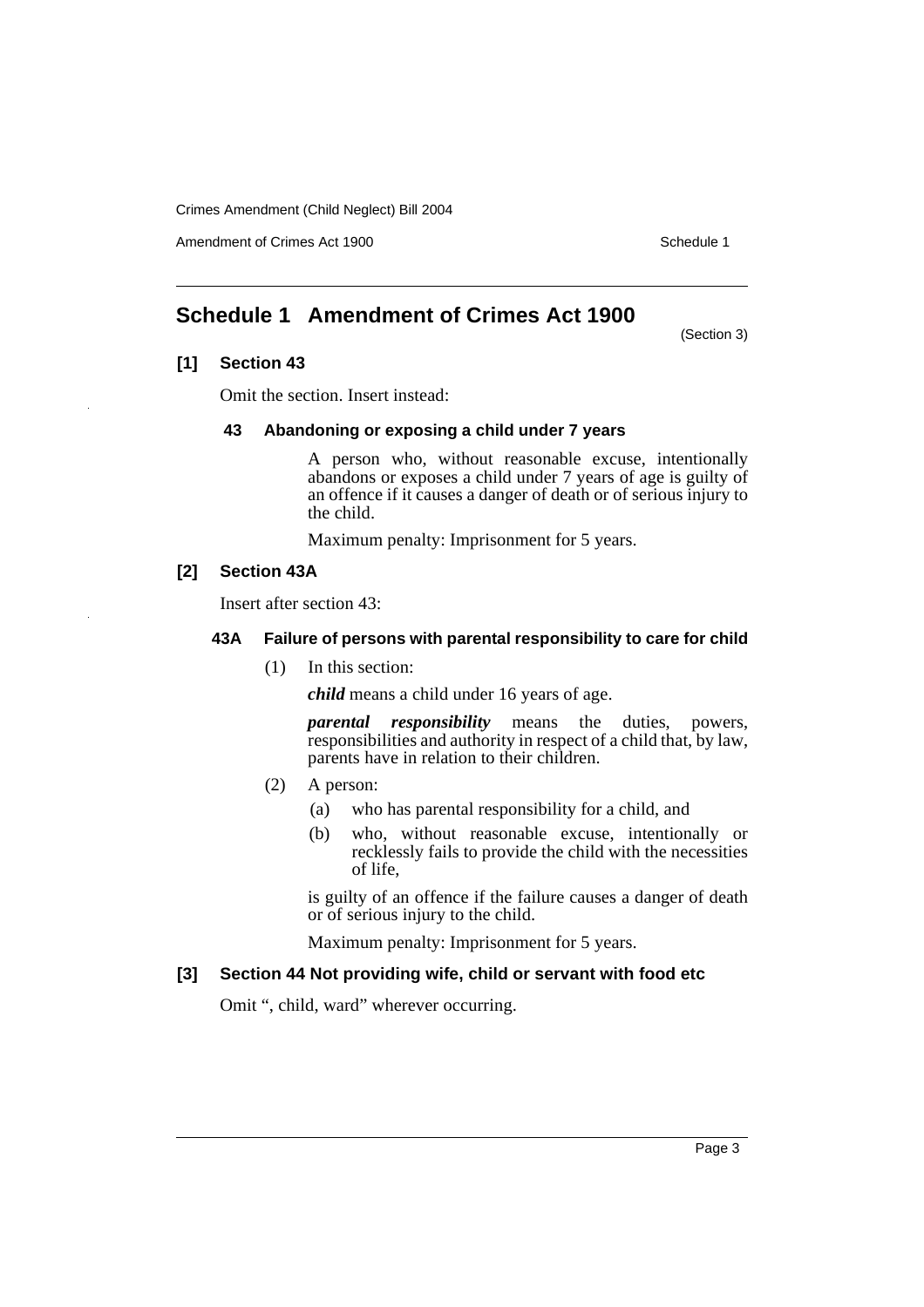## Schedule 1 Amendment of Crimes Act 1900

(Section 3)

### [1] Section 43

Omit the section. Insert instead:

#### 43 Abandoning or exposing a child under 7 years

A person who, without reasonable excuse, intentionally abandons or exposes a child under 7 years of age is guilty of an offence if it causes a danger of death or of serious injury to the child.

Maximum penalty: Imprisonment for 5 years.

### [2] Section 43A

Insert after section 43:

#### 43A Failure of persons with parental responsibility to care for child

(1) In this section:

***child*** means a child under 16 years of age.

***parental responsibility*** means the duties, powers, responsibilities and authority in respect of a child that, by law, parents have in relation to their children.

(2) A person:

(a) who has parental responsibility for a child, and

(b) who, without reasonable excuse, intentionally or recklessly fails to provide the child with the necessities of life,

is guilty of an offence if the failure causes a danger of death or of serious injury to the child.

Maximum penalty: Imprisonment for 5 years.

### [3] Section 44 Not providing wife, child or servant with food etc

Omit ", child, ward" wherever occurring.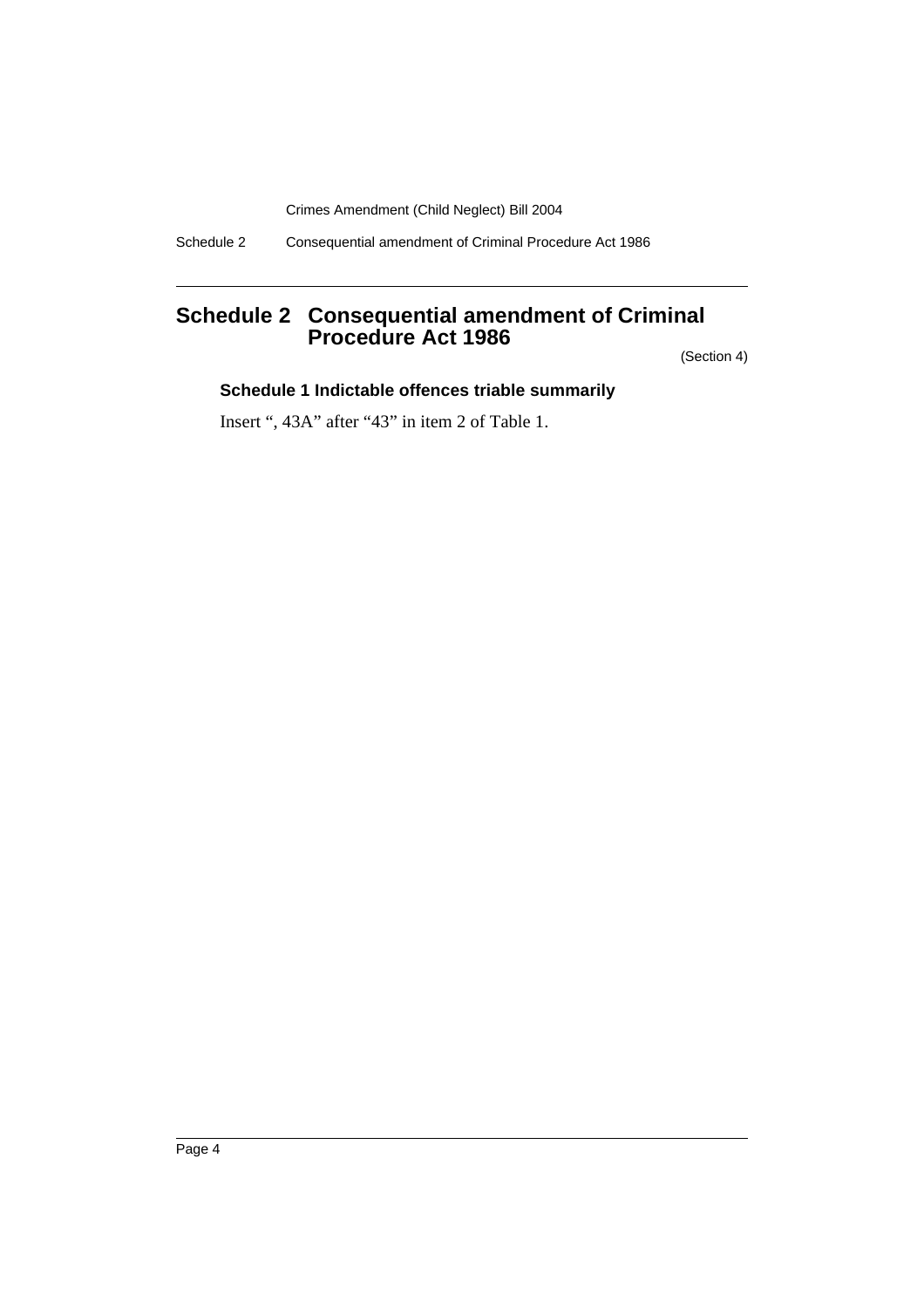## Schedule 2 Consequential amendment of Criminal Procedure Act 1986

(Section 4)

### Schedule 1 Indictable offences triable summarily

Insert ", 43A" after "43" in item 2 of Table 1.